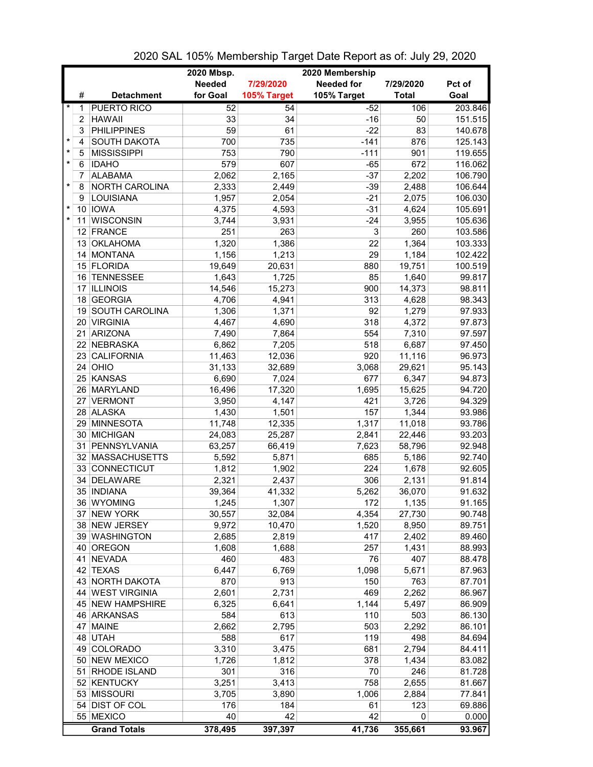# 2020 SAL 105% Membership Target Date Report as of: July 29, 2020

| | # | Detachment | 2020 Mbsp. Needed for Goal | 7/29/2020 105% Target | 2020 Membership Needed for 105% Target | 7/29/2020 Total | Pct of Goal |
|---|---|---|---|---|---|---|---|
| * | 1 | PUERTO RICO | 52 | 54 | -52 | 106 | 203.846 |
| | 2 | HAWAII | 33 | 34 | -16 | 50 | 151.515 |
| | 3 | PHILIPPINES | 59 | 61 | -22 | 83 | 140.678 |
| * | 4 | SOUTH DAKOTA | 700 | 735 | -141 | 876 | 125.143 |
| * | 5 | MISSISSIPPI | 753 | 790 | -111 | 901 | 119.655 |
| * | 6 | IDAHO | 579 | 607 | -65 | 672 | 116.062 |
| | 7 | ALABAMA | 2,062 | 2,165 | -37 | 2,202 | 106.790 |
| * | 8 | NORTH CAROLINA | 2,333 | 2,449 | -39 | 2,488 | 106.644 |
| | 9 | LOUISIANA | 1,957 | 2,054 | -21 | 2,075 | 106.030 |
| * | 10 | IOWA | 4,375 | 4,593 | -31 | 4,624 | 105.691 |
| * | 11 | WISCONSIN | 3,744 | 3,931 | -24 | 3,955 | 105.636 |
| | 12 | FRANCE | 251 | 263 | 3 | 260 | 103.586 |
| | 13 | OKLAHOMA | 1,320 | 1,386 | 22 | 1,364 | 103.333 |
| | 14 | MONTANA | 1,156 | 1,213 | 29 | 1,184 | 102.422 |
| | 15 | FLORIDA | 19,649 | 20,631 | 880 | 19,751 | 100.519 |
| | 16 | TENNESSEE | 1,643 | 1,725 | 85 | 1,640 | 99.817 |
| | 17 | ILLINOIS | 14,546 | 15,273 | 900 | 14,373 | 98.811 |
| | 18 | GEORGIA | 4,706 | 4,941 | 313 | 4,628 | 98.343 |
| | 19 | SOUTH CAROLINA | 1,306 | 1,371 | 92 | 1,279 | 97.933 |
| | 20 | VIRGINIA | 4,467 | 4,690 | 318 | 4,372 | 97.873 |
| | 21 | ARIZONA | 7,490 | 7,864 | 554 | 7,310 | 97.597 |
| | 22 | NEBRASKA | 6,862 | 7,205 | 518 | 6,687 | 97.450 |
| | 23 | CALIFORNIA | 11,463 | 12,036 | 920 | 11,116 | 96.973 |
| | 24 | OHIO | 31,133 | 32,689 | 3,068 | 29,621 | 95.143 |
| | 25 | KANSAS | 6,690 | 7,024 | 677 | 6,347 | 94.873 |
| | 26 | MARYLAND | 16,496 | 17,320 | 1,695 | 15,625 | 94.720 |
| | 27 | VERMONT | 3,950 | 4,147 | 421 | 3,726 | 94.329 |
| | 28 | ALASKA | 1,430 | 1,501 | 157 | 1,344 | 93.986 |
| | 29 | MINNESOTA | 11,748 | 12,335 | 1,317 | 11,018 | 93.786 |
| | 30 | MICHIGAN | 24,083 | 25,287 | 2,841 | 22,446 | 93.203 |
| | 31 | PENNSYLVANIA | 63,257 | 66,419 | 7,623 | 58,796 | 92.948 |
| | 32 | MASSACHUSETTS | 5,592 | 5,871 | 685 | 5,186 | 92.740 |
| | 33 | CONNECTICUT | 1,812 | 1,902 | 224 | 1,678 | 92.605 |
| | 34 | DELAWARE | 2,321 | 2,437 | 306 | 2,131 | 91.814 |
| | 35 | INDIANA | 39,364 | 41,332 | 5,262 | 36,070 | 91.632 |
| | 36 | WYOMING | 1,245 | 1,307 | 172 | 1,135 | 91.165 |
| | 37 | NEW YORK | 30,557 | 32,084 | 4,354 | 27,730 | 90.748 |
| | 38 | NEW JERSEY | 9,972 | 10,470 | 1,520 | 8,950 | 89.751 |
| | 39 | WASHINGTON | 2,685 | 2,819 | 417 | 2,402 | 89.460 |
| | 40 | OREGON | 1,608 | 1,688 | 257 | 1,431 | 88.993 |
| | 41 | NEVADA | 460 | 483 | 76 | 407 | 88.478 |
| | 42 | TEXAS | 6,447 | 6,769 | 1,098 | 5,671 | 87.963 |
| | 43 | NORTH DAKOTA | 870 | 913 | 150 | 763 | 87.701 |
| | 44 | WEST VIRGINIA | 2,601 | 2,731 | 469 | 2,262 | 86.967 |
| | 45 | NEW HAMPSHIRE | 6,325 | 6,641 | 1,144 | 5,497 | 86.909 |
| | 46 | ARKANSAS | 584 | 613 | 110 | 503 | 86.130 |
| | 47 | MAINE | 2,662 | 2,795 | 503 | 2,292 | 86.101 |
| | 48 | UTAH | 588 | 617 | 119 | 498 | 84.694 |
| | 49 | COLORADO | 3,310 | 3,475 | 681 | 2,794 | 84.411 |
| | 50 | NEW MEXICO | 1,726 | 1,812 | 378 | 1,434 | 83.082 |
| | 51 | RHODE ISLAND | 301 | 316 | 70 | 246 | 81.728 |
| | 52 | KENTUCKY | 3,251 | 3,413 | 758 | 2,655 | 81.667 |
| | 53 | MISSOURI | 3,705 | 3,890 | 1,006 | 2,884 | 77.841 |
| | 54 | DIST OF COL | 176 | 184 | 61 | 123 | 69.886 |
| | 55 | MEXICO | 40 | 42 | 42 | 0 | 0.000 |
| | | **Grand Totals** | **378,495** | **397,397** | **41,736** | **355,661** | **93.967** |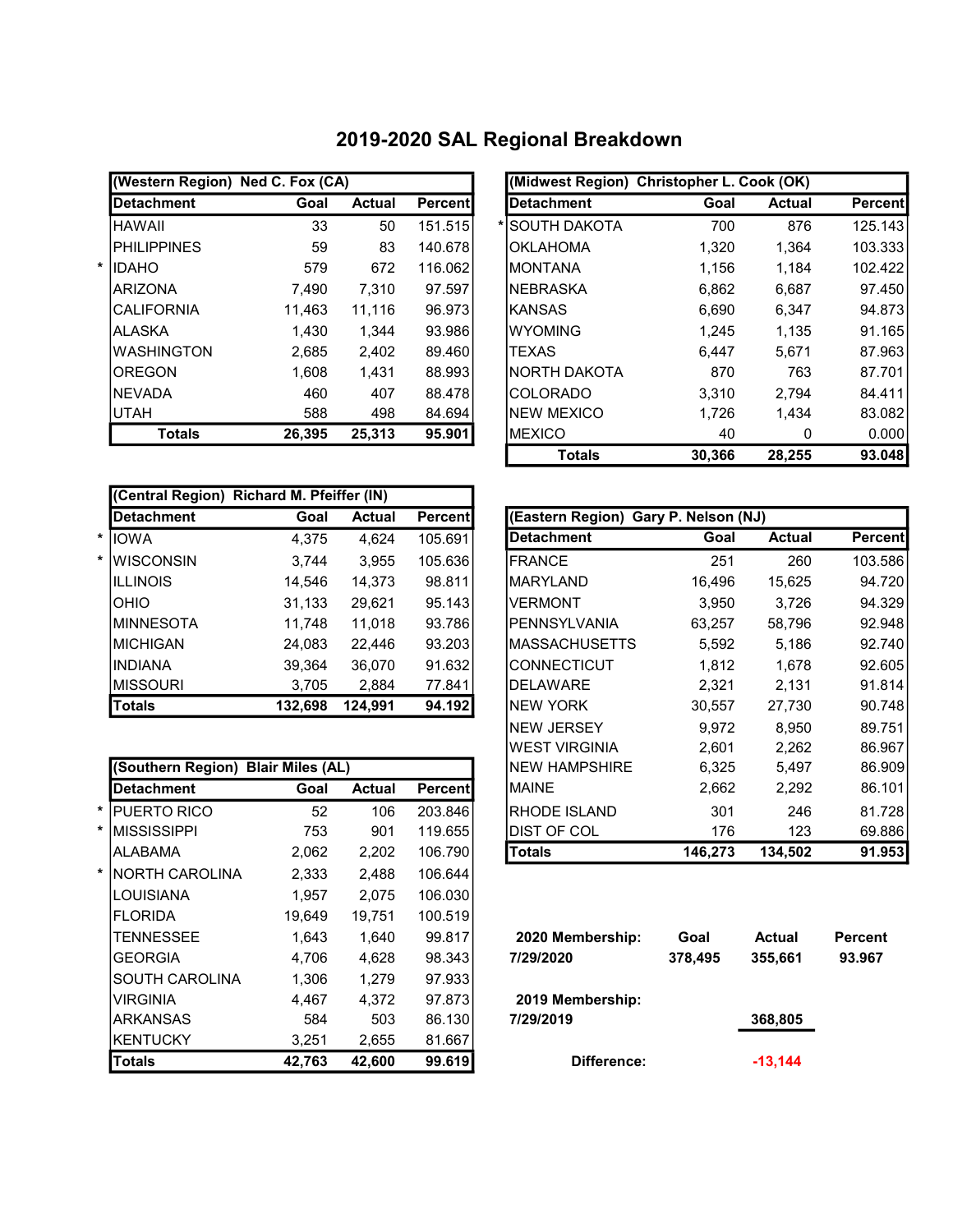# 2019-2020 SAL Regional Breakdown

| | (Western Region) Ned C. Fox (CA) | | | |
|---|---|---|---|---|
| | Detachment | Goal | Actual | Percent |
| | HAWAII | 33 | 50 | 151.515 |
| | PHILIPPINES | 59 | 83 | 140.678 |
| * | IDAHO | 579 | 672 | 116.062 |
| | ARIZONA | 7,490 | 7,310 | 97.597 |
| | CALIFORNIA | 11,463 | 11,116 | 96.973 |
| | ALASKA | 1,430 | 1,344 | 93.986 |
| | WASHINGTON | 2,685 | 2,402 | 89.460 |
| | OREGON | 1,608 | 1,431 | 88.993 |
| | NEVADA | 460 | 407 | 88.478 |
| | UTAH | 588 | 498 | 84.694 |
| | **Totals** | **26,395** | **25,313** | **95.901** |

| | (Midwest Region) Christopher L. Cook (OK) | | | |
|---|---|---|---|---|
| | Detachment | Goal | Actual | Percent |
| * | SOUTH DAKOTA | 700 | 876 | 125.143 |
| | OKLAHOMA | 1,320 | 1,364 | 103.333 |
| | MONTANA | 1,156 | 1,184 | 102.422 |
| | NEBRASKA | 6,862 | 6,687 | 97.450 |
| | KANSAS | 6,690 | 6,347 | 94.873 |
| | WYOMING | 1,245 | 1,135 | 91.165 |
| | TEXAS | 6,447 | 5,671 | 87.963 |
| | NORTH DAKOTA | 870 | 763 | 87.701 |
| | COLORADO | 3,310 | 2,794 | 84.411 |
| | NEW MEXICO | 1,726 | 1,434 | 83.082 |
| | MEXICO | 40 | 0 | 0.000 |
| | **Totals** | **30,366** | **28,255** | **93.048** |

| | (Central Region) Richard M. Pfeiffer (IN) | | | |
|---|---|---|---|---|
| | Detachment | Goal | Actual | Percent |
| * | IOWA | 4,375 | 4,624 | 105.691 |
| * | WISCONSIN | 3,744 | 3,955 | 105.636 |
| | ILLINOIS | 14,546 | 14,373 | 98.811 |
| | OHIO | 31,133 | 29,621 | 95.143 |
| | MINNESOTA | 11,748 | 11,018 | 93.786 |
| | MICHIGAN | 24,083 | 22,446 | 93.203 |
| | INDIANA | 39,364 | 36,070 | 91.632 |
| | MISSOURI | 3,705 | 2,884 | 77.841 |
| | **Totals** | **132,698** | **124,991** | **94.192** |

| (Eastern Region) Gary P. Nelson (NJ) | | | |
|---|---|---|---|
| Detachment | Goal | Actual | Percent |
| FRANCE | 251 | 260 | 103.586 |
| MARYLAND | 16,496 | 15,625 | 94.720 |
| VERMONT | 3,950 | 3,726 | 94.329 |
| PENNSYLVANIA | 63,257 | 58,796 | 92.948 |
| MASSACHUSETTS | 5,592 | 5,186 | 92.740 |
| CONNECTICUT | 1,812 | 1,678 | 92.605 |
| DELAWARE | 2,321 | 2,131 | 91.814 |
| NEW YORK | 30,557 | 27,730 | 90.748 |
| NEW JERSEY | 9,972 | 8,950 | 89.751 |
| WEST VIRGINIA | 2,601 | 2,262 | 86.967 |
| NEW HAMPSHIRE | 6,325 | 5,497 | 86.909 |
| MAINE | 2,662 | 2,292 | 86.101 |
| RHODE ISLAND | 301 | 246 | 81.728 |
| DIST OF COL | 176 | 123 | 69.886 |
| **Totals** | **146,273** | **134,502** | **91.953** |

| | (Southern Region) Blair Miles (AL) | | | |
|---|---|---|---|---|
| | Detachment | Goal | Actual | Percent |
| * | PUERTO RICO | 52 | 106 | 203.846 |
| * | MISSISSIPPI | 753 | 901 | 119.655 |
| | ALABAMA | 2,062 | 2,202 | 106.790 |
| * | NORTH CAROLINA | 2,333 | 2,488 | 106.644 |
| | LOUISIANA | 1,957 | 2,075 | 106.030 |
| | FLORIDA | 19,649 | 19,751 | 100.519 |
| | TENNESSEE | 1,643 | 1,640 | 99.817 |
| | GEORGIA | 4,706 | 4,628 | 98.343 |
| | SOUTH CAROLINA | 1,306 | 1,279 | 97.933 |
| | VIRGINIA | 4,467 | 4,372 | 97.873 |
| | ARKANSAS | 584 | 503 | 86.130 |
| | KENTUCKY | 3,251 | 2,655 | 81.667 |
| | **Totals** | **42,763** | **42,600** | **99.619** |

| **2020 Membership:** | **Goal** | **Actual** | **Percent** |
|---|---|---|---|
| **7/29/2020** | **378,495** | **355,661** | **93.967** |
| **2019 Membership:** | | | |
| **7/29/2019** | | **368,805** | |
| **Difference:** | | **-13,144** | |